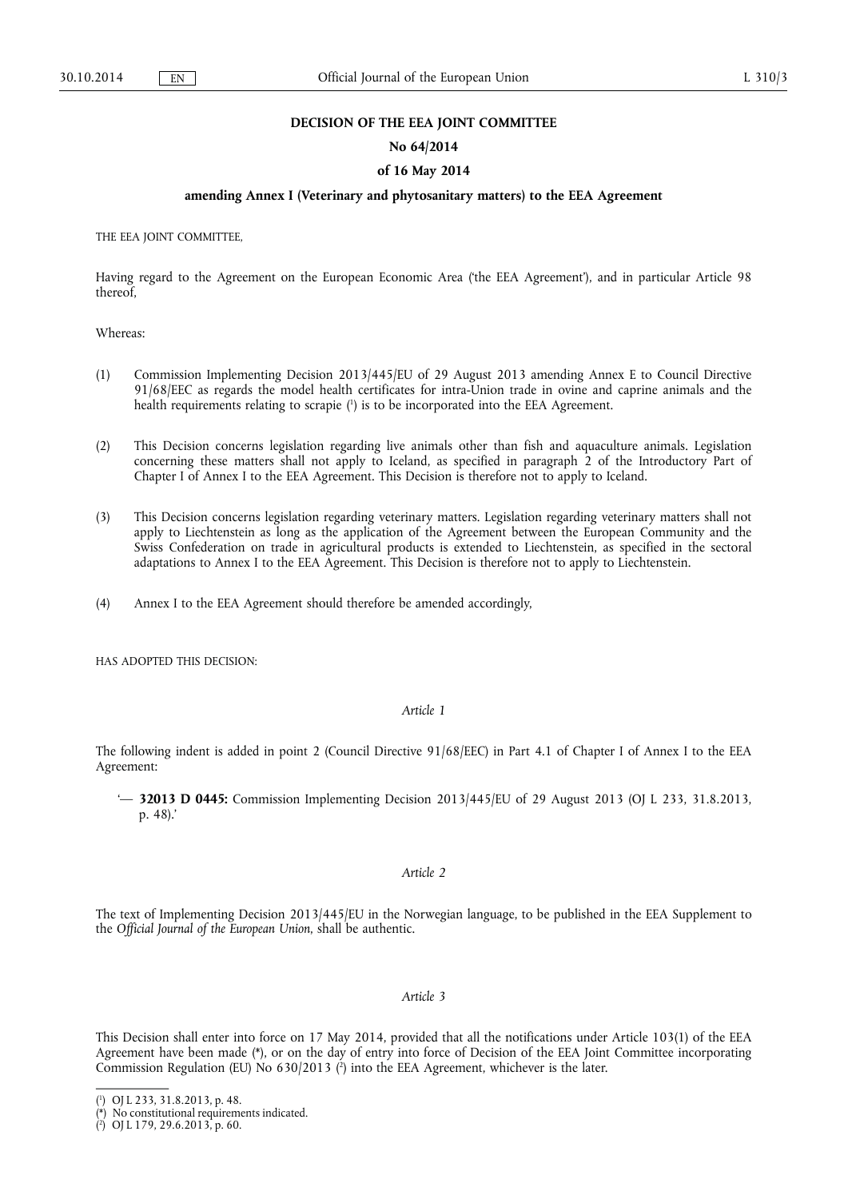**DECISION OF THE EEA JOINT COMMITTEE**

**No 64/2014**

**of 16 May 2014**

**amending Annex I (Veterinary and phytosanitary matters) to the EEA Agreement**

THE EEA JOINT COMMITTEE,

Having regard to the Agreement on the European Economic Area ('the EEA Agreement'), and in particular Article 98 thereof,

Whereas:

(1) Commission Implementing Decision 2013/445/EU of 29 August 2013 amending Annex E to Council Directive 91/68/EEC as regards the model health certificates for intra-Union trade in ovine and caprine animals and the health requirements relating to scrapie [1] is to be incorporated into the EEA Agreement.

(2) This Decision concerns legislation regarding live animals other than fish and aquaculture animals. Legislation concerning these matters shall not apply to Iceland, as specified in paragraph 2 of the Introductory Part of Chapter I of Annex I to the EEA Agreement. This Decision is therefore not to apply to Iceland.

(3) This Decision concerns legislation regarding veterinary matters. Legislation regarding veterinary matters shall not apply to Liechtenstein as long as the application of the Agreement between the European Community and the Swiss Confederation on trade in agricultural products is extended to Liechtenstein, as specified in the sectoral adaptations to Annex I to the EEA Agreement. This Decision is therefore not to apply to Liechtenstein.

(4) Annex I to the EEA Agreement should therefore be amended accordingly,

HAS ADOPTED THIS DECISION:

*Article 1*

The following indent is added in point 2 (Council Directive 91/68/EEC) in Part 4.1 of Chapter I of Annex I to the EEA Agreement:

'— **32013 D 0445:** Commission Implementing Decision 2013/445/EU of 29 August 2013 (OJ L 233, 31.8.2013, p. 48).'

*Article 2*

The text of Implementing Decision 2013/445/EU in the Norwegian language, to be published in the EEA Supplement to the *Official Journal of the European Union*, shall be authentic.

*Article 3*

This Decision shall enter into force on 17 May 2014, provided that all the notifications under Article 103(1) of the EEA Agreement have been made (*), or on the day of entry into force of Decision of the EEA Joint Committee incorporating Commission Regulation (EU) No 630/2013 [2] into the EEA Agreement, whichever is the later.

---

[1] OJ L 233, 31.8.2013, p. 48.

(*) No constitutional requirements indicated.

[2] OJ L 179, 29.6.2013, p. 60.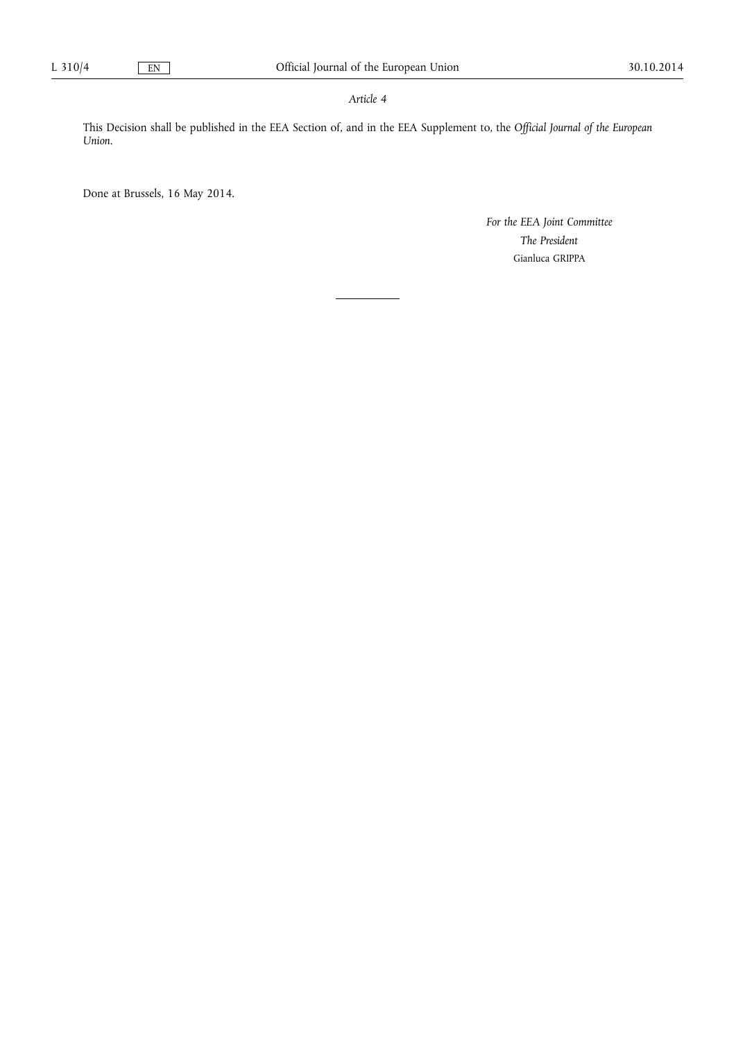*Article 4*

This Decision shall be published in the EEA Section of, and in the EEA Supplement to, the *Official Journal of the European Union*.

Done at Brussels, 16 May 2014.

*For the EEA Joint Committee*

*The President*

Gianluca GRIPPA